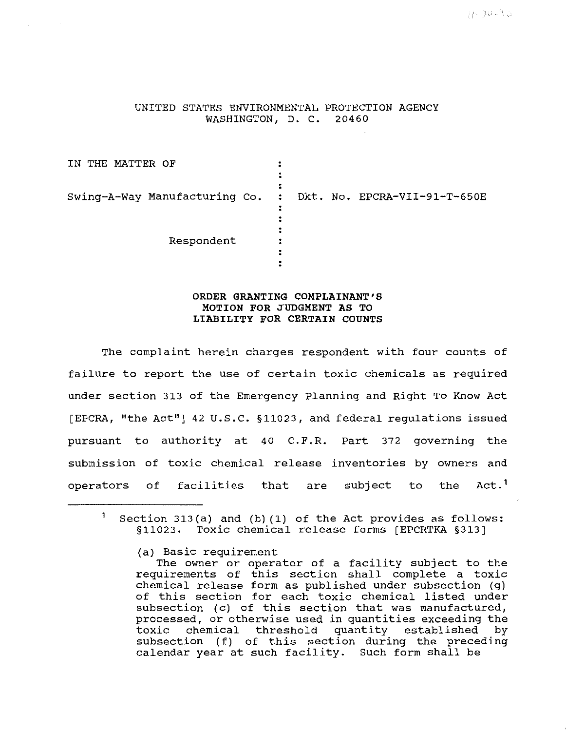UNITED STATES ENVIRONMENTAL PROTECTION AGENCY
WASHINGTON, D. C. 20460

| | | |
|---|---|---|
| IN THE MATTER OF | : | |
| Swing-A-Way Manufacturing Co. | : | Dkt. No. EPCRA-VII-91-T-650E |
| Respondent | : | |

**ORDER GRANTING COMPLAINANT'S MOTION FOR JUDGMENT AS TO LIABILITY FOR CERTAIN COUNTS**

The complaint herein charges respondent with four counts of failure to report the use of certain toxic chemicals as required under section 313 of the Emergency Planning and Right To Know Act [EPCRA, "the Act"] 42 U.S.C. §11023, and federal regulations issued pursuant to authority at 40 C.F.R. Part 372 governing the submission of toxic chemical release inventories by owners and operators of facilities that are subject to the Act.[1]

---

[1] Section 313(a) and (b)(1) of the Act provides as follows: §11023. Toxic chemical release forms [EPCRTKA §313]

(a) Basic requirement
The owner or operator of a facility subject to the requirements of this section shall complete a toxic chemical release form as published under subsection (g) of this section for each toxic chemical listed under subsection (c) of this section that was manufactured, processed, or otherwise used in quantities exceeding the toxic chemical threshold quantity established by subsection (f) of this section during the preceding calendar year at such facility. Such form shall be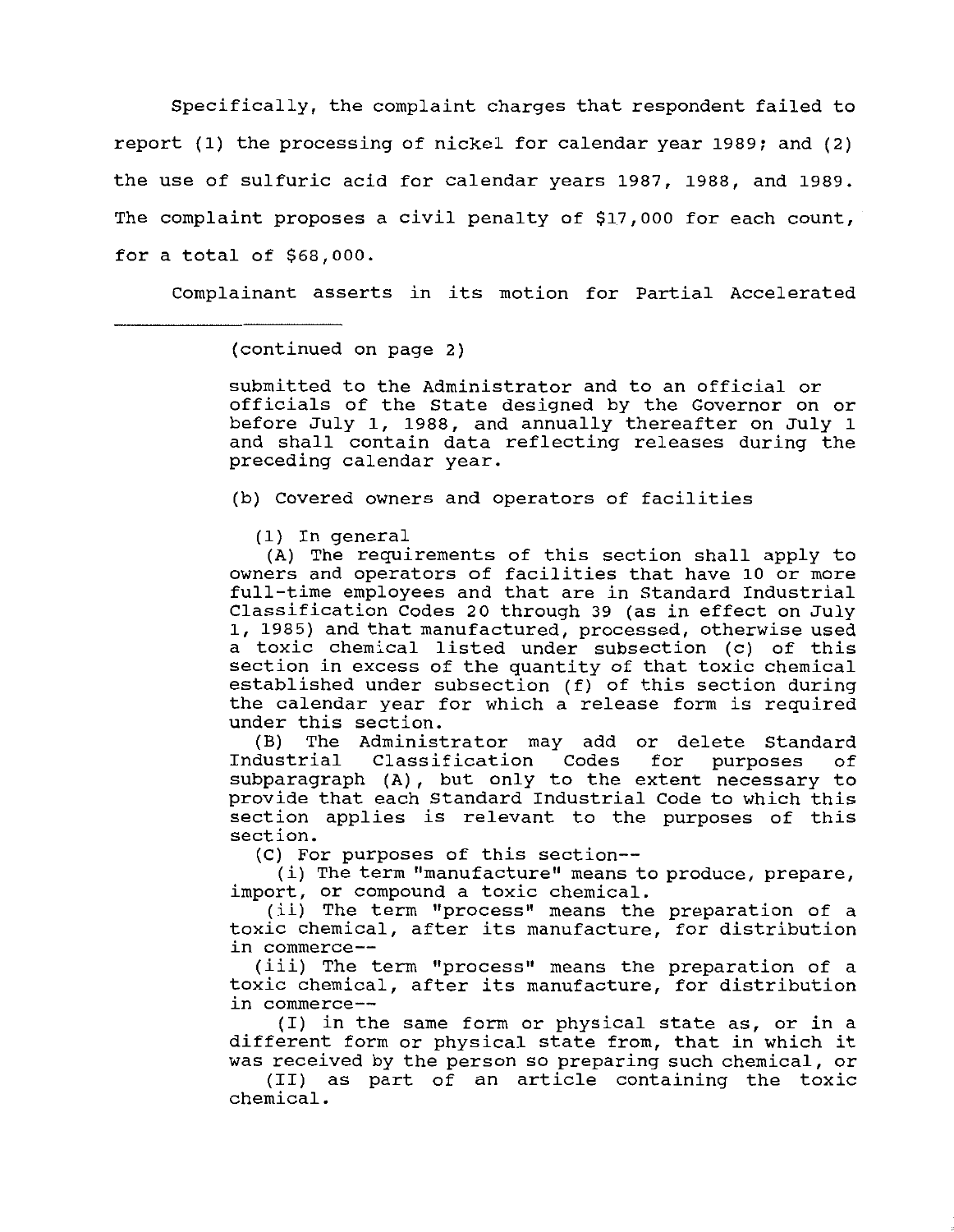Specifically, the complaint charges that respondent failed to report (1) the processing of nickel for calendar year 1989; and (2) the use of sulfuric acid for calendar years 1987, 1988, and 1989. The complaint proposes a civil penalty of $17,000 for each count, for a total of $68,000.

Complainant asserts in its motion for Partial Accelerated

---

(continued on page 2)

> submitted to the Administrator and to an official or officials of the State designed by the Governor on or before July 1, 1988, and annually thereafter on July 1 and shall contain data reflecting releases during the preceding calendar year.
>
> (b) Covered owners and operators of facilities
>
> (1) In general
>
> (A) The requirements of this section shall apply to owners and operators of facilities that have 10 or more full-time employees and that are in Standard Industrial Classification Codes 20 through 39 (as in effect on July 1, 1985) and that manufactured, processed, otherwise used a toxic chemical listed under subsection (c) of this section in excess of the quantity of that toxic chemical established under subsection (f) of this section during the calendar year for which a release form is required under this section.
>
> (B) The Administrator may add or delete Standard Industrial Classification Codes for purposes of subparagraph (A), but only to the extent necessary to provide that each Standard Industrial Code to which this section applies is relevant to the purposes of this section.
>
> (C) For purposes of this section--
>
> (i) The term "manufacture" means to produce, prepare, import, or compound a toxic chemical.
>
> (ii) The term "process" means the preparation of a toxic chemical, after its manufacture, for distribution in commerce--
>
> (iii) The term "process" means the preparation of a toxic chemical, after its manufacture, for distribution in commerce--
>
> (I) in the same form or physical state as, or in a different form or physical state from, that in which it was received by the person so preparing such chemical, or
>
> (II) as part of an article containing the toxic chemical.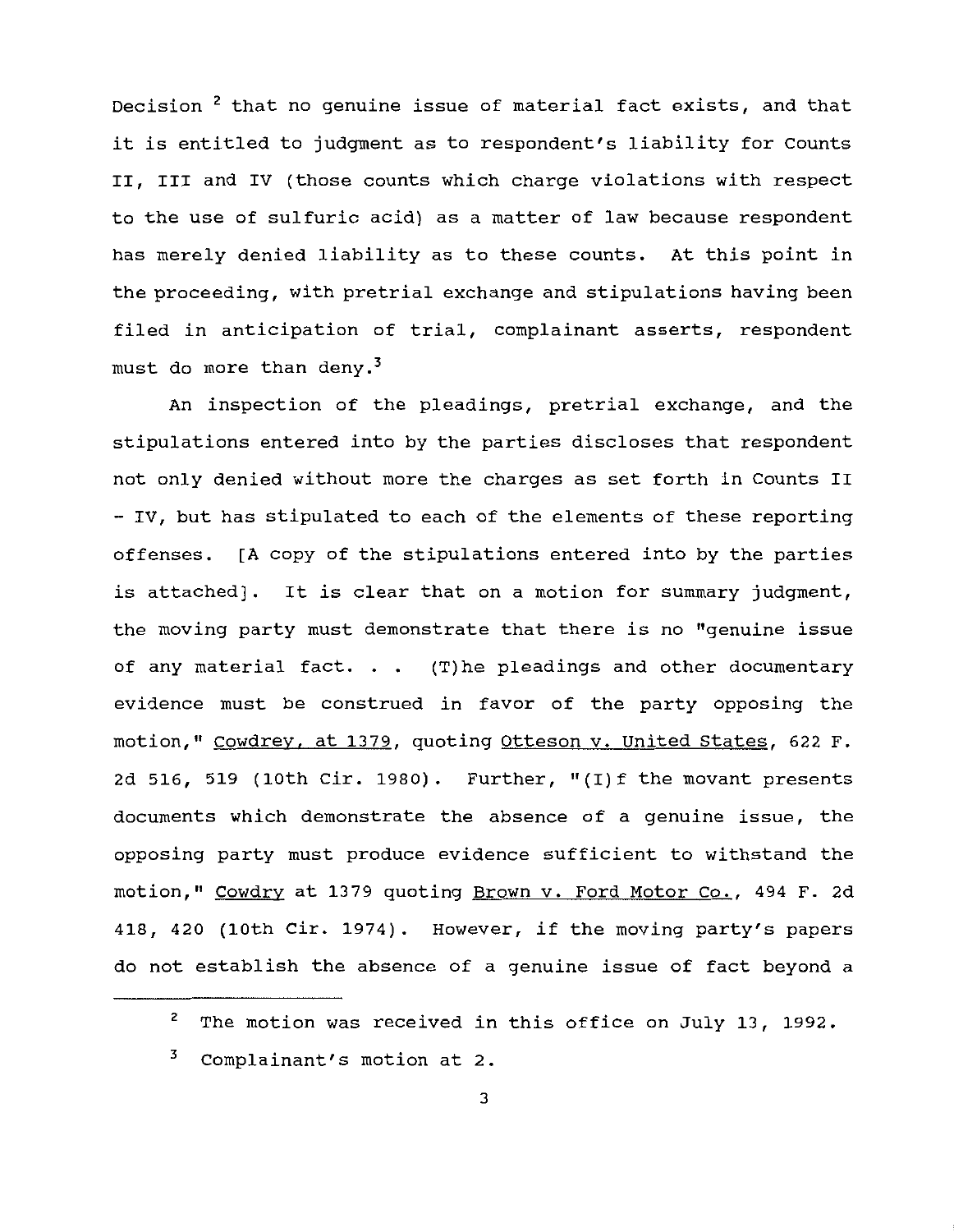Decision [2] that no genuine issue of material fact exists, and that it is entitled to judgment as to respondent's liability for Counts II, III and IV (those counts which charge violations with respect to the use of sulfuric acid) as a matter of law because respondent has merely denied liability as to these counts. At this point in the proceeding, with pretrial exchange and stipulations having been filed in anticipation of trial, complainant asserts, respondent must do more than deny.[3]

An inspection of the pleadings, pretrial exchange, and the stipulations entered into by the parties discloses that respondent not only denied without more the charges as set forth in Counts II - IV, but has stipulated to each of the elements of these reporting offenses. [A copy of the stipulations entered into by the parties is attached]. It is clear that on a motion for summary judgment, the moving party must demonstrate that there is no "genuine issue of any material fact. . . (T)he pleadings and other documentary evidence must be construed in favor of the party opposing the motion," Cowdrey, at 1379, quoting Otteson v. United States, 622 F. 2d 516, 519 (10th Cir. 1980). Further, "(I)f the movant presents documents which demonstrate the absence of a genuine issue, the opposing party must produce evidence sufficient to withstand the motion," Cowdry at 1379 quoting Brown v. Ford Motor Co., 494 F. 2d 418, 420 (10th Cir. 1974). However, if the moving party's papers do not establish the absence of a genuine issue of fact beyond a

[2] The motion was received in this office on July 13, 1992.

[3] Complainant's motion at 2.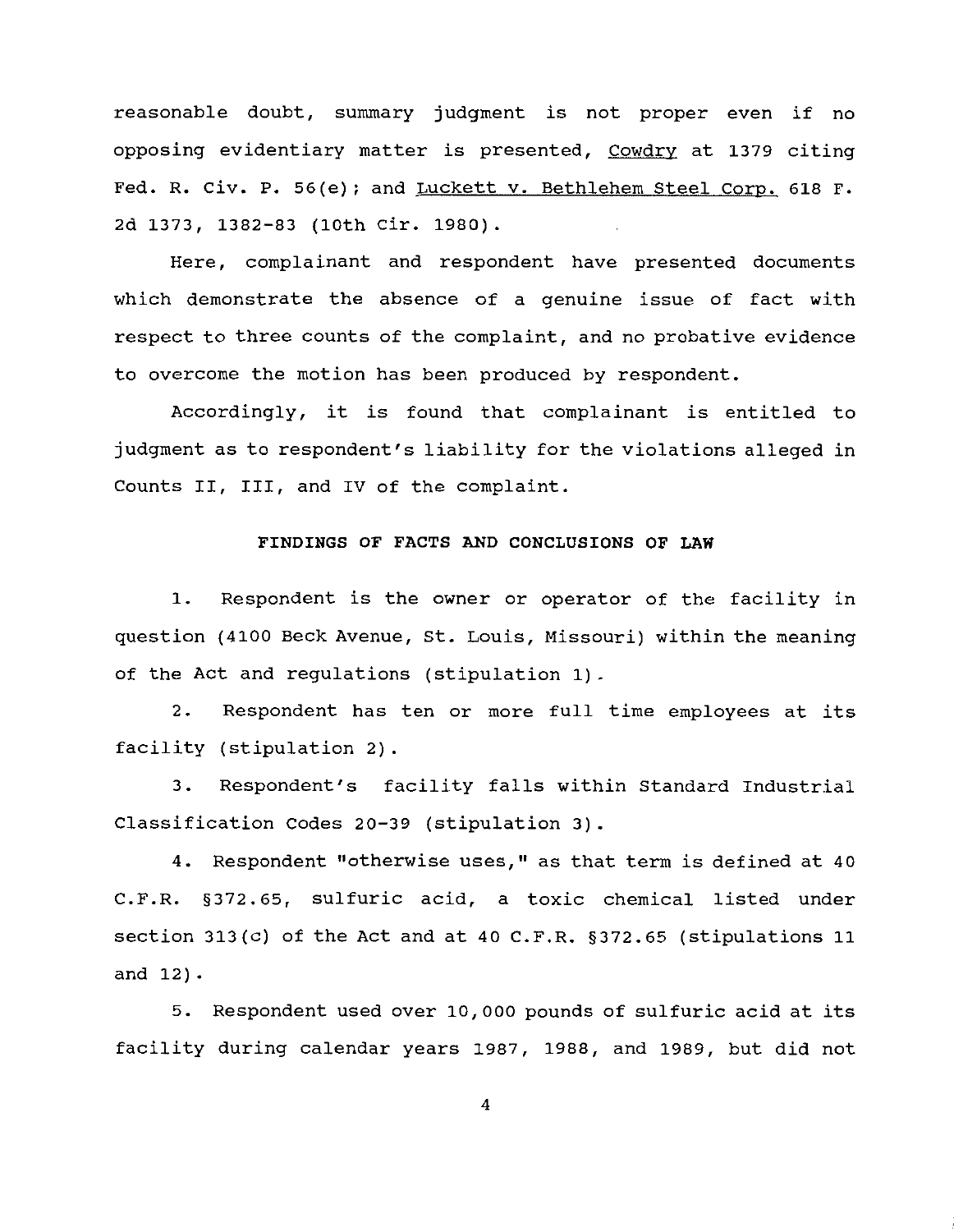reasonable doubt, summary judgment is not proper even if no opposing evidentiary matter is presented, Cowdry at 1379 citing Fed. R. Civ. P. 56(e); and Luckett v. Bethlehem Steel Corp. 618 F. 2d 1373, 1382-83 (10th Cir. 1980).

Here, complainant and respondent have presented documents which demonstrate the absence of a genuine issue of fact with respect to three counts of the complaint, and no probative evidence to overcome the motion has been produced by respondent.

Accordingly, it is found that complainant is entitled to judgment as to respondent's liability for the violations alleged in Counts II, III, and IV of the complaint.

**FINDINGS OF FACTS AND CONCLUSIONS OF LAW**

1. Respondent is the owner or operator of the facility in question (4100 Beck Avenue, St. Louis, Missouri) within the meaning of the Act and regulations (stipulation 1).

2. Respondent has ten or more full time employees at its facility (stipulation 2).

3. Respondent's facility falls within Standard Industrial Classification Codes 20-39 (stipulation 3).

4. Respondent "otherwise uses," as that term is defined at 40 C.F.R. §372.65, sulfuric acid, a toxic chemical listed under section 313(c) of the Act and at 40 C.F.R. §372.65 (stipulations 11 and 12).

5. Respondent used over 10,000 pounds of sulfuric acid at its facility during calendar years 1987, 1988, and 1989, but did not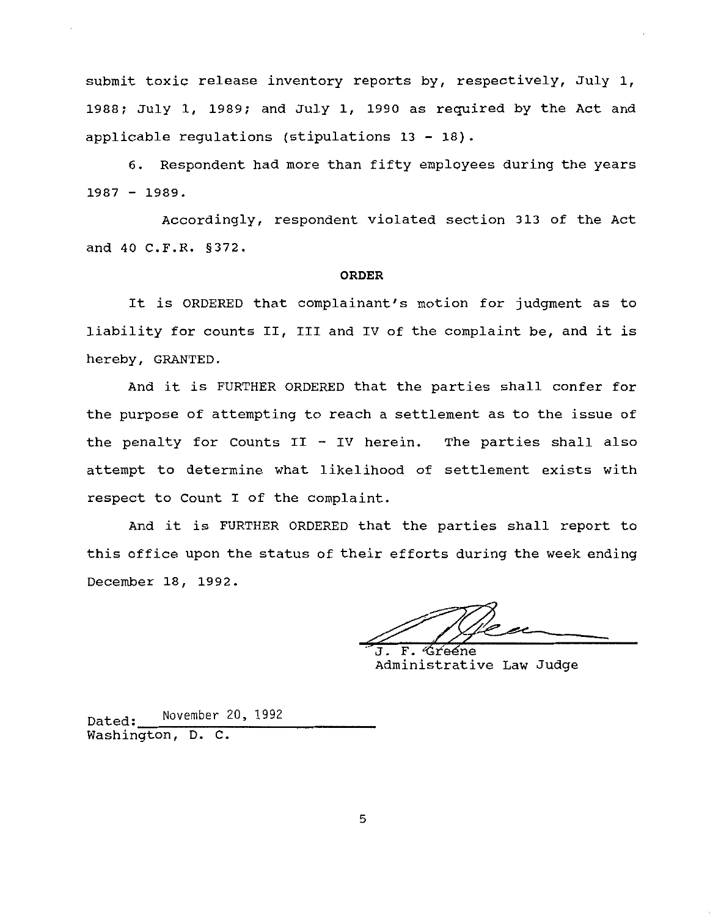submit toxic release inventory reports by, respectively, July 1, 1988; July 1, 1989; and July 1, 1990 as required by the Act and applicable regulations (stipulations 13 - 18).

6. Respondent had more than fifty employees during the years 1987 - 1989.

Accordingly, respondent violated section 313 of the Act and 40 C.F.R. §372.

**ORDER**

It is ORDERED that complainant's motion for judgment as to liability for counts II, III and IV of the complaint be, and it is hereby, GRANTED.

And it is FURTHER ORDERED that the parties shall confer for the purpose of attempting to reach a settlement as to the issue of the penalty for Counts II - IV herein. The parties shall also attempt to determine what likelihood of settlement exists with respect to Count I of the complaint.

And it is FURTHER ORDERED that the parties shall report to this office upon the status of their efforts during the week ending December 18, 1992.

J. F. Greene
Administrative Law Judge

Dated: November 20, 1992
Washington, D. C.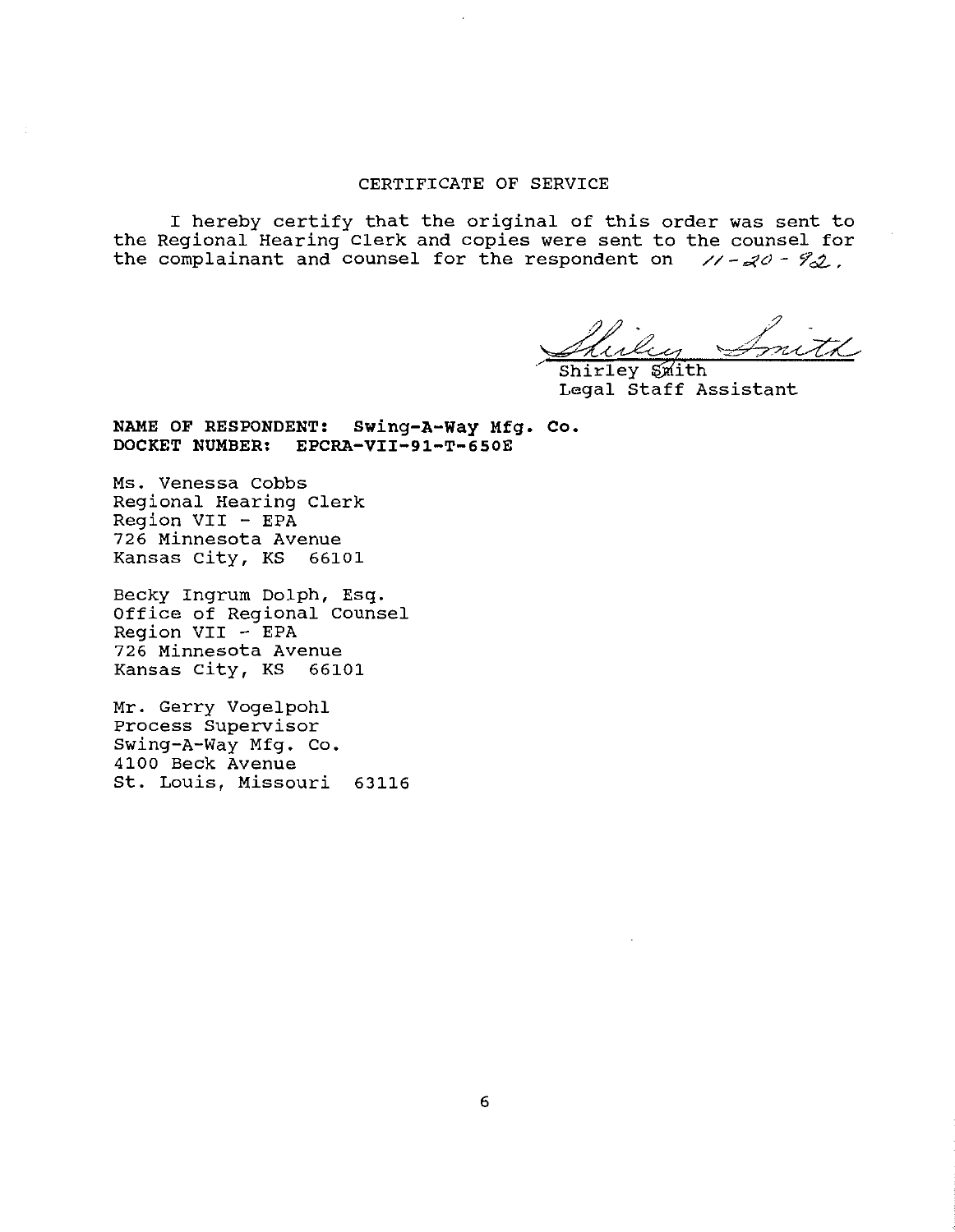# CERTIFICATE OF SERVICE

I hereby certify that the original of this order was sent to the Regional Hearing Clerk and copies were sent to the counsel for the complainant and counsel for the respondent on 11-20-92.

Shirley Smith
Shirley Smith
Legal Staff Assistant

**NAME OF RESPONDENT: Swing-A-Way Mfg. Co.**
**DOCKET NUMBER: EPCRA-VII-91-T-650E**

Ms. Venessa Cobbs
Regional Hearing Clerk
Region VII - EPA
726 Minnesota Avenue
Kansas City, KS 66101

Becky Ingrum Dolph, Esq.
Office of Regional Counsel
Region VII - EPA
726 Minnesota Avenue
Kansas City, KS 66101

Mr. Gerry Vogelpohl
Process Supervisor
Swing-A-Way Mfg. Co.
4100 Beck Avenue
St. Louis, Missouri 63116